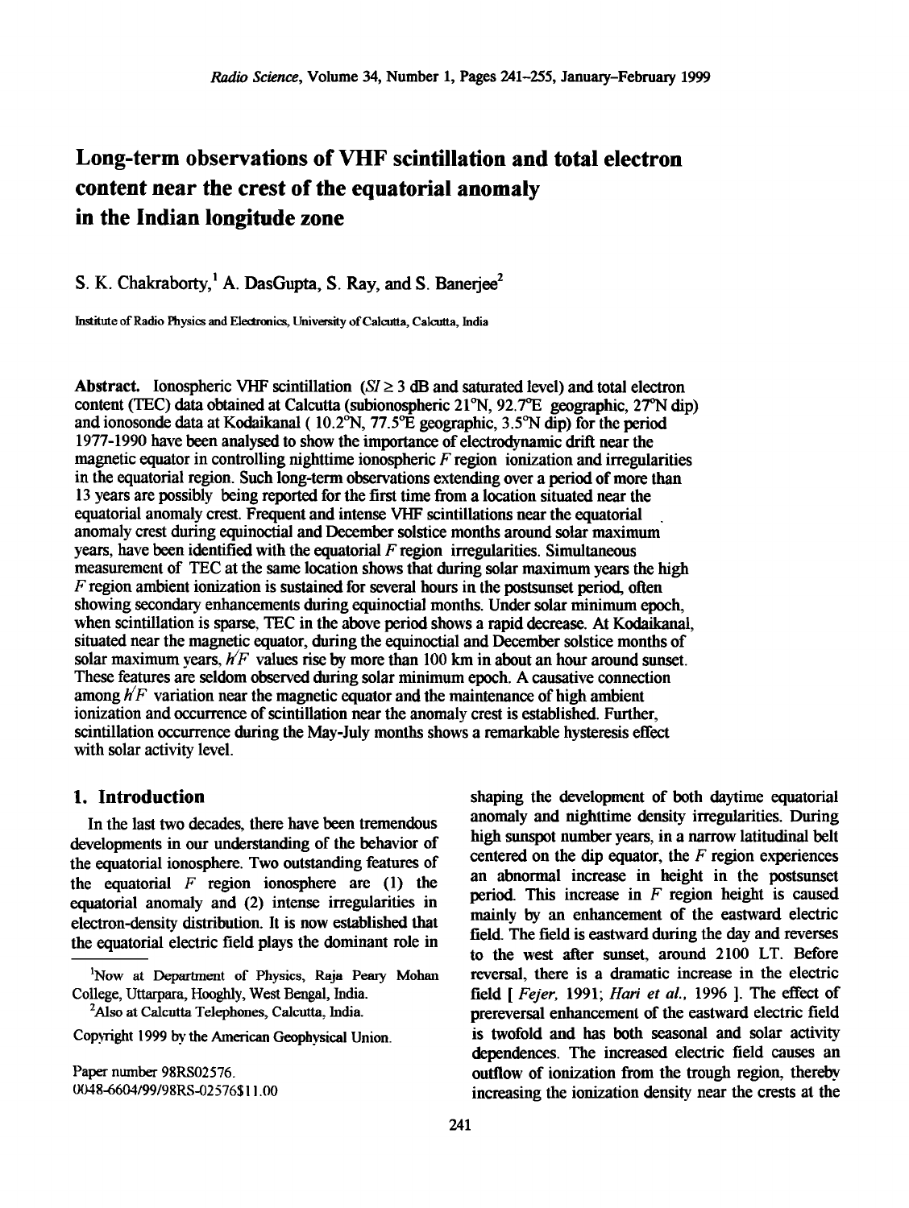# Long-term observations of VHF scintillation and total electron content near the crest of the equatorial anomaly in the Indian longitude zone

S. K. Chakraborty,[1] A. DasGupta, S. Ray, and S. Banerjee[2]

Institute of Radio Physics and Electronics, University of Calcutta, Calcutta, India

**Abstract.** Ionospheric VHF scintillation ($SI \geq 3$ dB and saturated level) and total electron content (TEC) data obtained at Calcutta (subionospheric 21°N, 92.7°E geographic, 27°N dip) and ionosonde data at Kodaikanal ( 10.2°N, 77.5°E geographic, 3.5°N dip) for the period 1977-1990 have been analysed to show the importance of electrodynamic drift near the magnetic equator in controlling nighttime ionospheric *F* region ionization and irregularities in the equatorial region. Such long-term observations extending over a period of more than 13 years are possibly being reported for the first time from a location situated near the equatorial anomaly crest. Frequent and intense VHF scintillations near the equatorial anomaly crest during equinoctial and December solstice months around solar maximum years, have been identified with the equatorial *F* region irregularities. Simultaneous measurement of TEC at the same location shows that during solar maximum years the high *F* region ambient ionization is sustained for several hours in the postsunset period, often showing secondary enhancements during equinoctial months. Under solar minimum epoch, when scintillation is sparse, TEC in the above period shows a rapid decrease. At Kodaikanal, situated near the magnetic equator, during the equinoctial and December solstice months of solar maximum years, $h'F$ values rise by more than 100 km in about an hour around sunset. These features are seldom observed during solar minimum epoch. A causative connection among $h'F$ variation near the magnetic equator and the maintenance of high ambient ionization and occurrence of scintillation near the anomaly crest is established. Further, scintillation occurrence during the May-July months shows a remarkable hysteresis effect with solar activity level.

## 1. Introduction

In the last two decades, there have been tremendous developments in our understanding of the behavior of the equatorial ionosphere. Two outstanding features of the equatorial *F* region ionosphere are (1) the equatorial anomaly and (2) intense irregularities in electron-density distribution. It is now established that the equatorial electric field plays the dominant role in shaping the development of both daytime equatorial anomaly and nighttime density irregularities. During high sunspot number years, in a narrow latitudinal belt centered on the dip equator, the *F* region experiences an abnormal increase in height in the postsunset period. This increase in *F* region height is caused mainly by an enhancement of the eastward electric field. The field is eastward during the day and reverses to the west after sunset, around 2100 LT. Before reversal, there is a dramatic increase in the electric field [ *Fejer,* 1991; *Hari et al.,* 1996 ]. The effect of prereversal enhancement of the eastward electric field is twofold and has both seasonal and solar activity dependences. The increased electric field causes an outflow of ionization from the trough region, thereby increasing the ionization density near the crests at the

[1] Now at Department of Physics, Raja Peary Mohan College, Uttarpara, Hooghly, West Bengal, India.

[2] Also at Calcutta Telephones, Calcutta, India.

Copyright 1999 by the American Geophysical Union.

Paper number 98RS02576.
0048-6604/99/98RS-02576$11.00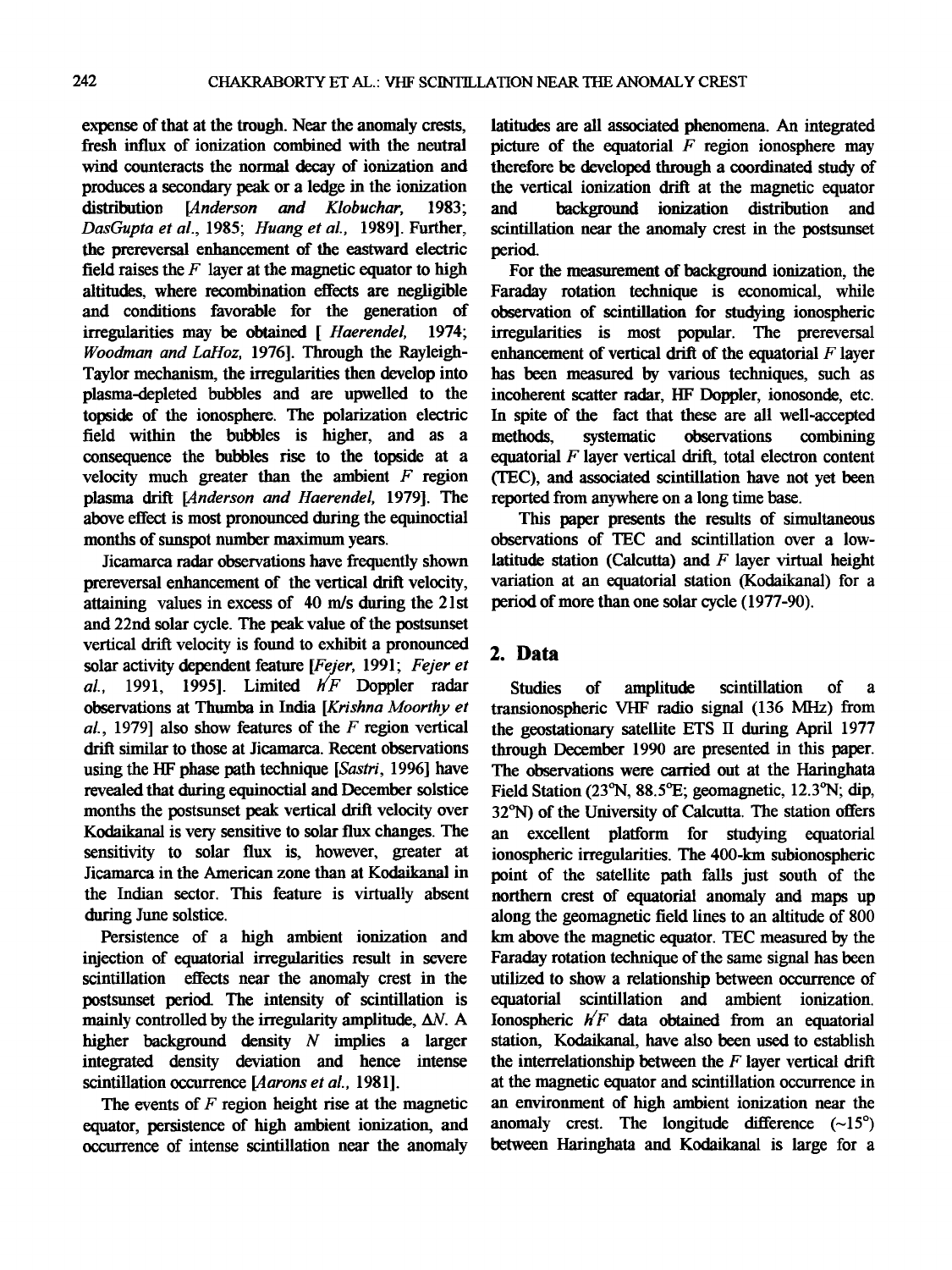expense of that at the trough. Near the anomaly crests, fresh influx of ionization combined with the neutral wind counteracts the normal decay of ionization and produces a secondary peak or a ledge in the ionization distribution [*Anderson and Klobuchar*, 1983; *DasGupta et al.*, 1985; *Huang et al.*, 1989]. Further, the prereversal enhancement of the eastward electric field raises the $F$ layer at the magnetic equator to high altitudes, where recombination effects are negligible and conditions favorable for the generation of irregularities may be obtained [ *Haerendel*, 1974; *Woodman and LaHoz*, 1976]. Through the Rayleigh-Taylor mechanism, the irregularities then develop into plasma-depleted bubbles and are upwelled to the topside of the ionosphere. The polarization electric field within the bubbles is higher, and as a consequence the bubbles rise to the topside at a velocity much greater than the ambient $F$ region plasma drift [*Anderson and Haerendel*, 1979]. The above effect is most pronounced during the equinoctial months of sunspot number maximum years.

Jicamarca radar observations have frequently shown prereversal enhancement of the vertical drift velocity, attaining values in excess of 40 m/s during the 21st and 22nd solar cycle. The peak value of the postsunset vertical drift velocity is found to exhibit a pronounced solar activity dependent feature [*Fejer*, 1991; *Fejer et al.*, 1991, 1995]. Limited $h'F$ Doppler radar observations at Thumba in India [*Krishna Moorthy et al.*, 1979] also show features of the $F$ region vertical drift similar to those at Jicamarca. Recent observations using the HF phase path technique [*Sastri*, 1996] have revealed that during equinoctial and December solstice months the postsunset peak vertical drift velocity over Kodaikanal is very sensitive to solar flux changes. The sensitivity to solar flux is, however, greater at Jicamarca in the American zone than at Kodaikanal in the Indian sector. This feature is virtually absent during June solstice.

Persistence of a high ambient ionization and injection of equatorial irregularities result in severe scintillation effects near the anomaly crest in the postsunset period. The intensity of scintillation is mainly controlled by the irregularity amplitude, $\Delta N$. A higher background density $N$ implies a larger integrated density deviation and hence intense scintillation occurrence [*Aarons et al.*, 1981].

The events of $F$ region height rise at the magnetic equator, persistence of high ambient ionization, and occurrence of intense scintillation near the anomaly latitudes are all associated phenomena. An integrated picture of the equatorial $F$ region ionosphere may therefore be developed through a coordinated study of the vertical ionization drift at the magnetic equator and background ionization distribution and scintillation near the anomaly crest in the postsunset period.

For the measurement of background ionization, the Faraday rotation technique is economical, while observation of scintillation for studying ionospheric irregularities is most popular. The prereversal enhancement of vertical drift of the equatorial $F$ layer has been measured by various techniques, such as incoherent scatter radar, HF Doppler, ionosonde, etc. In spite of the fact that these are all well-accepted methods, systematic observations combining equatorial $F$ layer vertical drift, total electron content (TEC), and associated scintillation have not yet been reported from anywhere on a long time base.

This paper presents the results of simultaneous observations of TEC and scintillation over a low-latitude station (Calcutta) and $F$ layer virtual height variation at an equatorial station (Kodaikanal) for a period of more than one solar cycle (1977-90).

## 2. Data

Studies of amplitude scintillation of a transionospheric VHF radio signal (136 MHz) from the geostationary satellite ETS II during April 1977 through December 1990 are presented in this paper. The observations were carried out at the Haringhata Field Station (23°N, 88.5°E; geomagnetic, 12.3°N; dip, 32°N) of the University of Calcutta. The station offers an excellent platform for studying equatorial ionospheric irregularities. The 400-km subionospheric point of the satellite path falls just south of the northern crest of equatorial anomaly and maps up along the geomagnetic field lines to an altitude of 800 km above the magnetic equator. TEC measured by the Faraday rotation technique of the same signal has been utilized to show a relationship between occurrence of equatorial scintillation and ambient ionization. Ionospheric $h'F$ data obtained from an equatorial station, Kodaikanal, have also been used to establish the interrelationship between the $F$ layer vertical drift at the magnetic equator and scintillation occurrence in an environment of high ambient ionization near the anomaly crest. The longitude difference (~15°) between Haringhata and Kodaikanal is large for a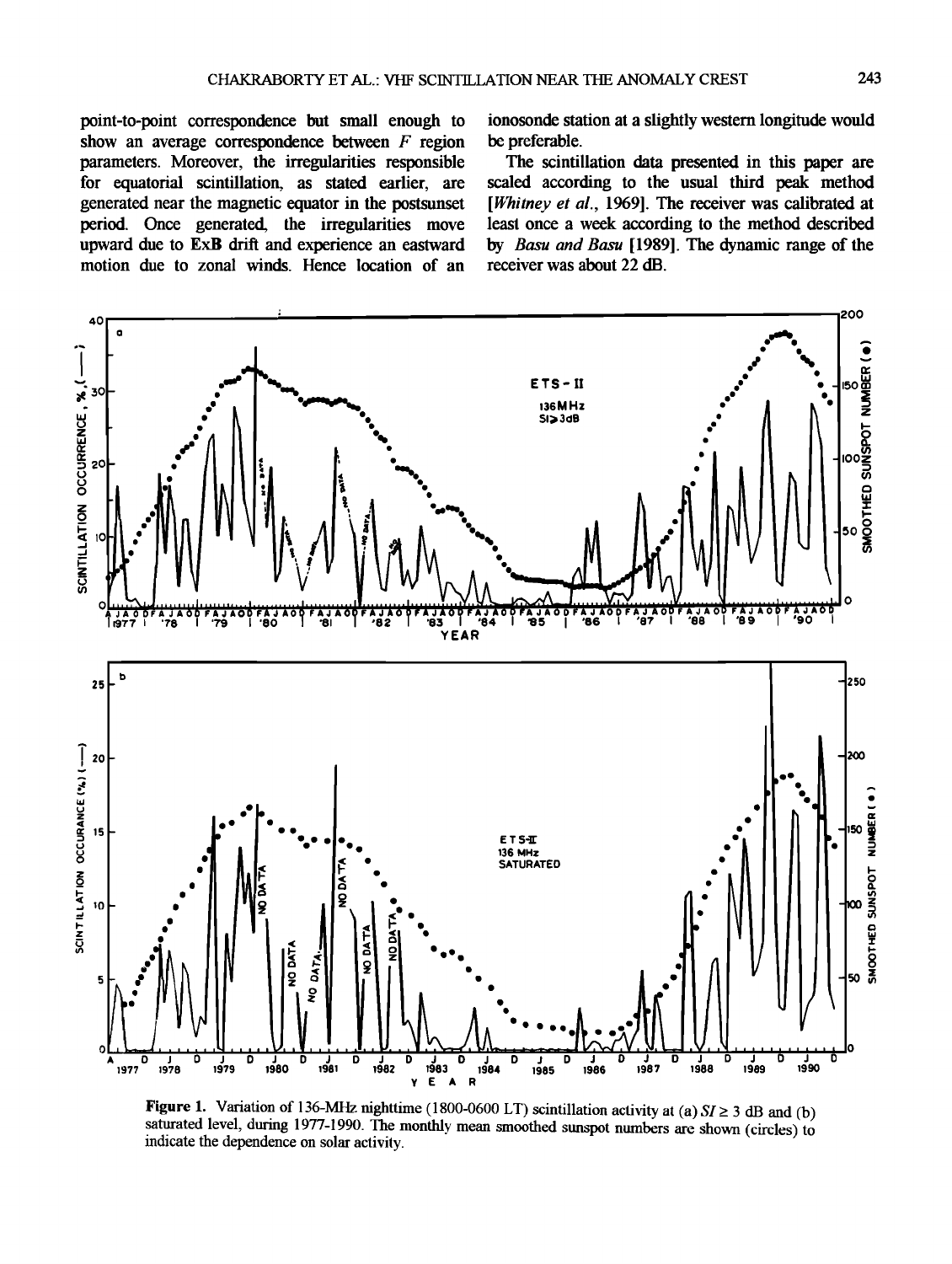point-to-point correspondence but small enough to show an average correspondence between $F$ region parameters. Moreover, the irregularities responsible for equatorial scintillation, as stated earlier, are generated near the magnetic equator in the postsunset period. Once generated, the irregularities move upward due to **ExB** drift and experience an eastward motion due to zonal winds. Hence location of an ionosonde station at a slightly western longitude would be preferable.

The scintillation data presented in this paper are scaled according to the usual third peak method [*Whitney et al.*, 1969]. The receiver was calibrated at least once a week according to the method described by *Basu and Basu* [1989]. The dynamic range of the receiver was about 22 dB.

**Figure 1.** Variation of 136-MHz nighttime (1800-0600 LT) scintillation activity at (a) $SI \geq 3$ dB and (b) saturated level, during 1977-1990. The monthly mean smoothed sunspot numbers are shown (circles) to indicate the dependence on solar activity.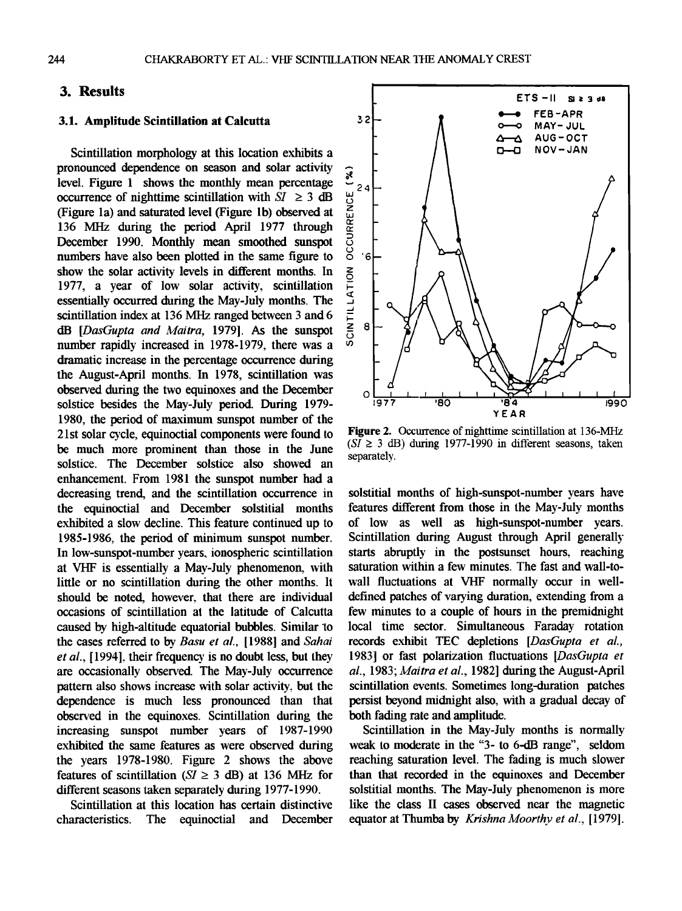## 3. Results

### 3.1. Amplitude Scintillation at Calcutta

Scintillation morphology at this location exhibits a pronounced dependence on season and solar activity level. Figure 1 shows the monthly mean percentage occurrence of nighttime scintillation with $SI \geq 3$ dB (Figure 1a) and saturated level (Figure 1b) observed at 136 MHz during the period April 1977 through December 1990. Monthly mean smoothed sunspot numbers have also been plotted in the same figure to show the solar activity levels in different months. In 1977, a year of low solar activity, scintillation essentially occurred during the May-July months. The scintillation index at 136 MHz ranged between 3 and 6 dB [*DasGupta and Maitra*, 1979]. As the sunspot number rapidly increased in 1978-1979, there was a dramatic increase in the percentage occurrence during the August-April months. In 1978, scintillation was observed during the two equinoxes and the December solstice besides the May-July period. During 1979-1980, the period of maximum sunspot number of the 21st solar cycle, equinoctial components were found to be much more prominent than those in the June solstice. The December solstice also showed an enhancement. From 1981 the sunspot number had a decreasing trend, and the scintillation occurrence in the equinoctial and December solstitial months exhibited a slow decline. This feature continued up to 1985-1986, the period of minimum sunspot number. In low-sunspot-number years, ionospheric scintillation at VHF is essentially a May-July phenomenon, with little or no scintillation during the other months. It should be noted, however, that there are individual occasions of scintillation at the latitude of Calcutta caused by high-altitude equatorial bubbles. Similar to the cases referred to by *Basu et al.*, [1988] and *Sahai et al.*, [1994], their frequency is no doubt less, but they are occasionally observed. The May-July occurrence pattern also shows increase with solar activity, but the dependence is much less pronounced than that observed in the equinoxes. Scintillation during the increasing sunspot number years of 1987-1990 exhibited the same features as were observed during the years 1978-1980. Figure 2 shows the above features of scintillation ($SI \geq 3$ dB) at 136 MHz for different seasons taken separately during 1977-1990.

Figure 2. Occurrence of nighttime scintillation at 136-MHz ($SI \geq 3$ dB) during 1977-1990 in different seasons, taken separately.

Scintillation at this location has certain distinctive characteristics. The equinoctial and December solstitial months of high-sunspot-number years have features different from those in the May-July months of low as well as high-sunspot-number years. Scintillation during August through April generally starts abruptly in the postsunset hours, reaching saturation within a few minutes. The fast and wall-to-wall fluctuations at VHF normally occur in well-defined patches of varying duration, extending from a few minutes to a couple of hours in the premidnight local time sector. Simultaneous Faraday rotation records exhibit TEC depletions [*DasGupta et al.*, 1983] or fast polarization fluctuations [*DasGupta et al.*, 1983; *Maitra et al.*, 1982] during the August-April scintillation events. Sometimes long-duration patches persist beyond midnight also, with a gradual decay of both fading rate and amplitude.

Scintillation in the May-July months is normally weak to moderate in the "3- to 6-dB range", seldom reaching saturation level. The fading is much slower than that recorded in the equinoxes and December solstitial months. The May-July phenomenon is more like the class II cases observed near the magnetic equator at Thumba by *Krishna Moorthy et al.*, [1979].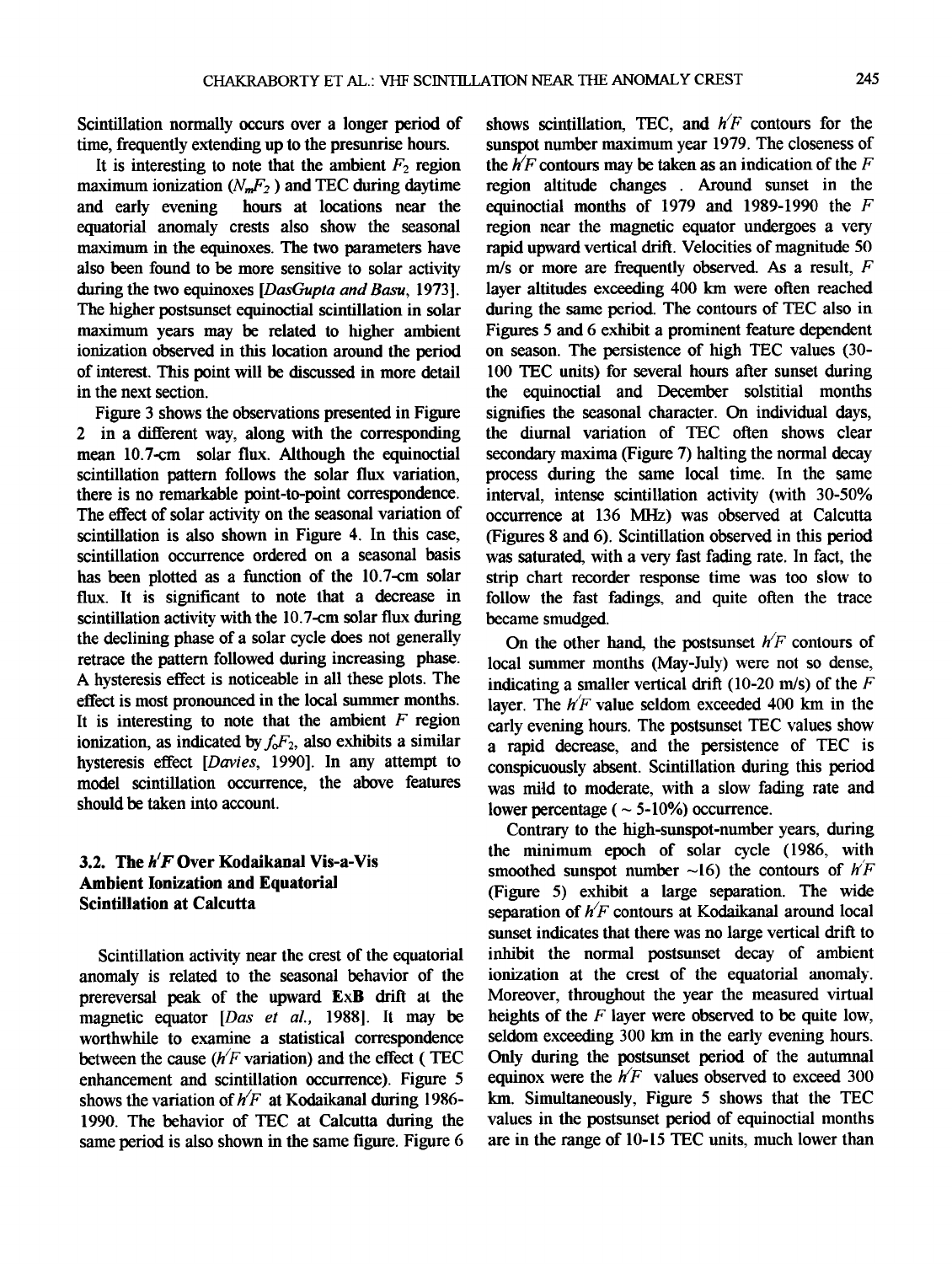Scintillation normally occurs over a longer period of time, frequently extending up to the presunrise hours.

It is interesting to note that the ambient $F_2$ region maximum ionization ($N_mF_2$) and TEC during daytime and early evening hours at locations near the equatorial anomaly crests also show the seasonal maximum in the equinoxes. The two parameters have also been found to be more sensitive to solar activity during the two equinoxes [*DasGupta and Basu*, 1973]. The higher postsunset equinoctial scintillation in solar maximum years may be related to higher ambient ionization observed in this location around the period of interest. This point will be discussed in more detail in the next section.

Figure 3 shows the observations presented in Figure 2 in a different way, along with the corresponding mean 10.7-cm solar flux. Although the equinoctial scintillation pattern follows the solar flux variation, there is no remarkable point-to-point correspondence. The effect of solar activity on the seasonal variation of scintillation is also shown in Figure 4. In this case, scintillation occurrence ordered on a seasonal basis has been plotted as a function of the 10.7-cm solar flux. It is significant to note that a decrease in scintillation activity with the 10.7-cm solar flux during the declining phase of a solar cycle does not generally retrace the pattern followed during increasing phase. A hysteresis effect is noticeable in all these plots. The effect is most pronounced in the local summer months. It is interesting to note that the ambient $F$ region ionization, as indicated by $f_oF_2$, also exhibits a similar hysteresis effect [*Davies*, 1990]. In any attempt to model scintillation occurrence, the above features should be taken into account.

### 3.2. The $h'F$ Over Kodaikanal Vis-a-Vis Ambient Ionization and Equatorial Scintillation at Calcutta

Scintillation activity near the crest of the equatorial anomaly is related to the seasonal behavior of the prereversal peak of the upward **E**x**B** drift at the magnetic equator [*Das et al.*, 1988]. It may be worthwhile to examine a statistical correspondence between the cause ($h'F$ variation) and the effect (TEC enhancement and scintillation occurrence). Figure 5 shows the variation of $h'F$ at Kodaikanal during 1986-1990. The behavior of TEC at Calcutta during the same period is also shown in the same figure. Figure 6 shows scintillation, TEC, and $h'F$ contours for the sunspot number maximum year 1979. The closeness of the $h'F$ contours may be taken as an indication of the $F$ region altitude changes . Around sunset in the equinoctial months of 1979 and 1989-1990 the $F$ region near the magnetic equator undergoes a very rapid upward vertical drift. Velocities of magnitude 50 m/s or more are frequently observed. As a result, $F$ layer altitudes exceeding 400 km were often reached during the same period. The contours of TEC also in Figures 5 and 6 exhibit a prominent feature dependent on season. The persistence of high TEC values (30-100 TEC units) for several hours after sunset during the equinoctial and December solstitial months signifies the seasonal character. On individual days, the diurnal variation of TEC often shows clear secondary maxima (Figure 7) halting the normal decay process during the same local time. In the same interval, intense scintillation activity (with 30-50% occurrence at 136 MHz) was observed at Calcutta (Figures 8 and 6). Scintillation observed in this period was saturated, with a very fast fading rate. In fact, the strip chart recorder response time was too slow to follow the fast fadings, and quite often the trace became smudged.

On the other hand, the postsunset $h'F$ contours of local summer months (May-July) were not so dense, indicating a smaller vertical drift (10-20 m/s) of the $F$ layer. The $h'F$ value seldom exceeded 400 km in the early evening hours. The postsunset TEC values show a rapid decrease, and the persistence of TEC is conspicuously absent. Scintillation during this period was mild to moderate, with a slow fading rate and lower percentage ( ~ 5-10%) occurrence.

Contrary to the high-sunspot-number years, during the minimum epoch of solar cycle (1986, with smoothed sunspot number ~16) the contours of $h'F$ (Figure 5) exhibit a large separation. The wide separation of $h'F$ contours at Kodaikanal around local sunset indicates that there was no large vertical drift to inhibit the normal postsunset decay of ambient ionization at the crest of the equatorial anomaly. Moreover, throughout the year the measured virtual heights of the $F$ layer were observed to be quite low, seldom exceeding 300 km in the early evening hours. Only during the postsunset period of the autumnal equinox were the $h'F$ values observed to exceed 300 km. Simultaneously, Figure 5 shows that the TEC values in the postsunset period of equinoctial months are in the range of 10-15 TEC units, much lower than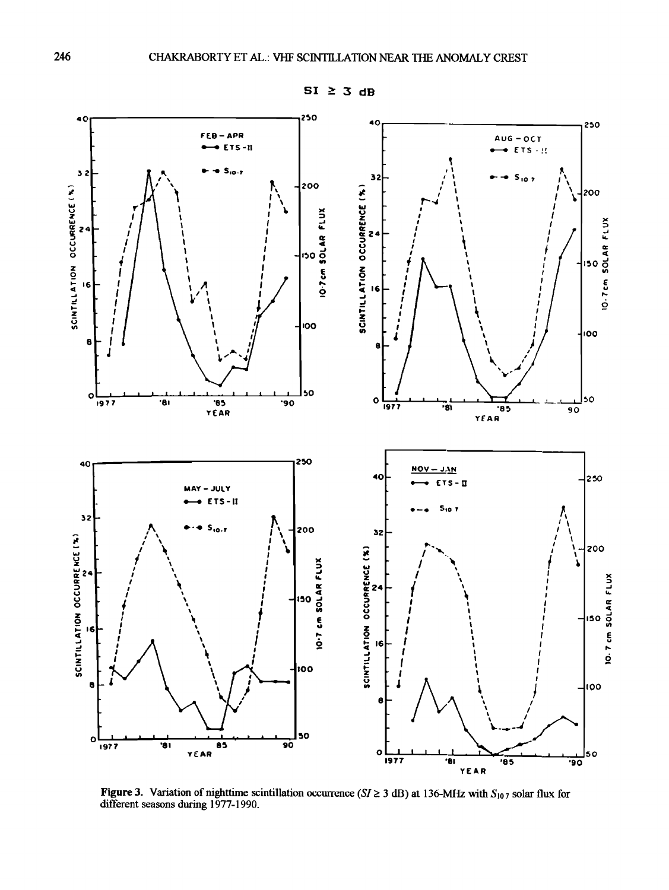SI ≥ 3 dB

**Figure 3.** Variation of nighttime scintillation occurrence ($SI \geq 3$ dB) at 136-MHz with $S_{10.7}$ solar flux for different seasons during 1977-1990.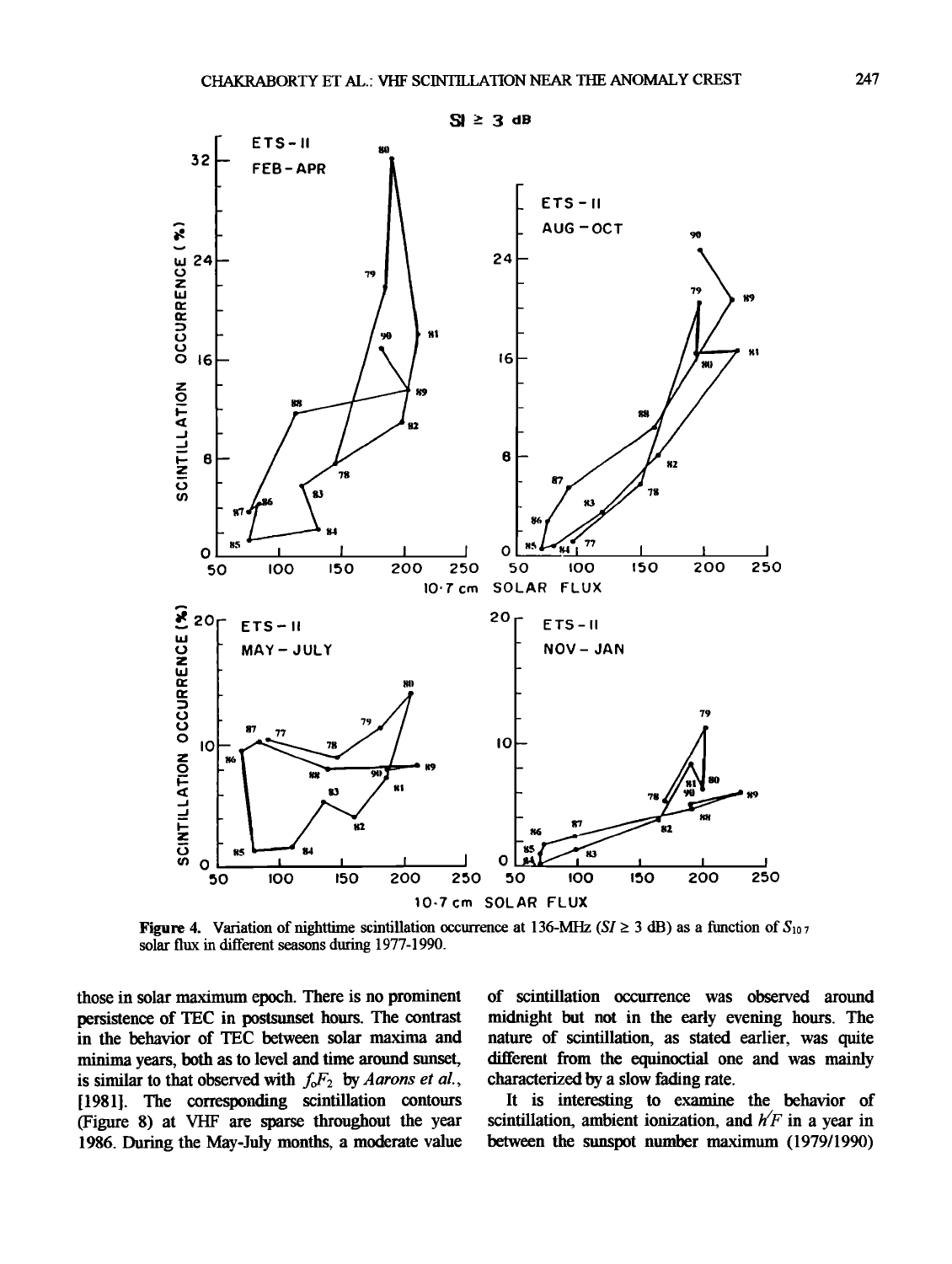**Figure 4.** Variation of nighttime scintillation occurrence at 136-MHz ($SI \geq 3$ dB) as a function of $S_{10.7}$ solar flux in different seasons during 1977-1990.

those in solar maximum epoch. There is no prominent persistence of TEC in postsunset hours. The contrast in the behavior of TEC between solar maxima and minima years, both as to level and time around sunset, is similar to that observed with $f_oF_2$ by *Aarons et al.*, [1981]. The corresponding scintillation contours (Figure 8) at VHF are sparse throughout the year 1986. During the May-July months, a moderate value of scintillation occurrence was observed around midnight but not in the early evening hours. The nature of scintillation, as stated earlier, was quite different from the equinoctial one and was mainly characterized by a slow fading rate.

It is interesting to examine the behavior of scintillation, ambient ionization, and $h'F$ in a year in between the sunspot number maximum (1979/1990)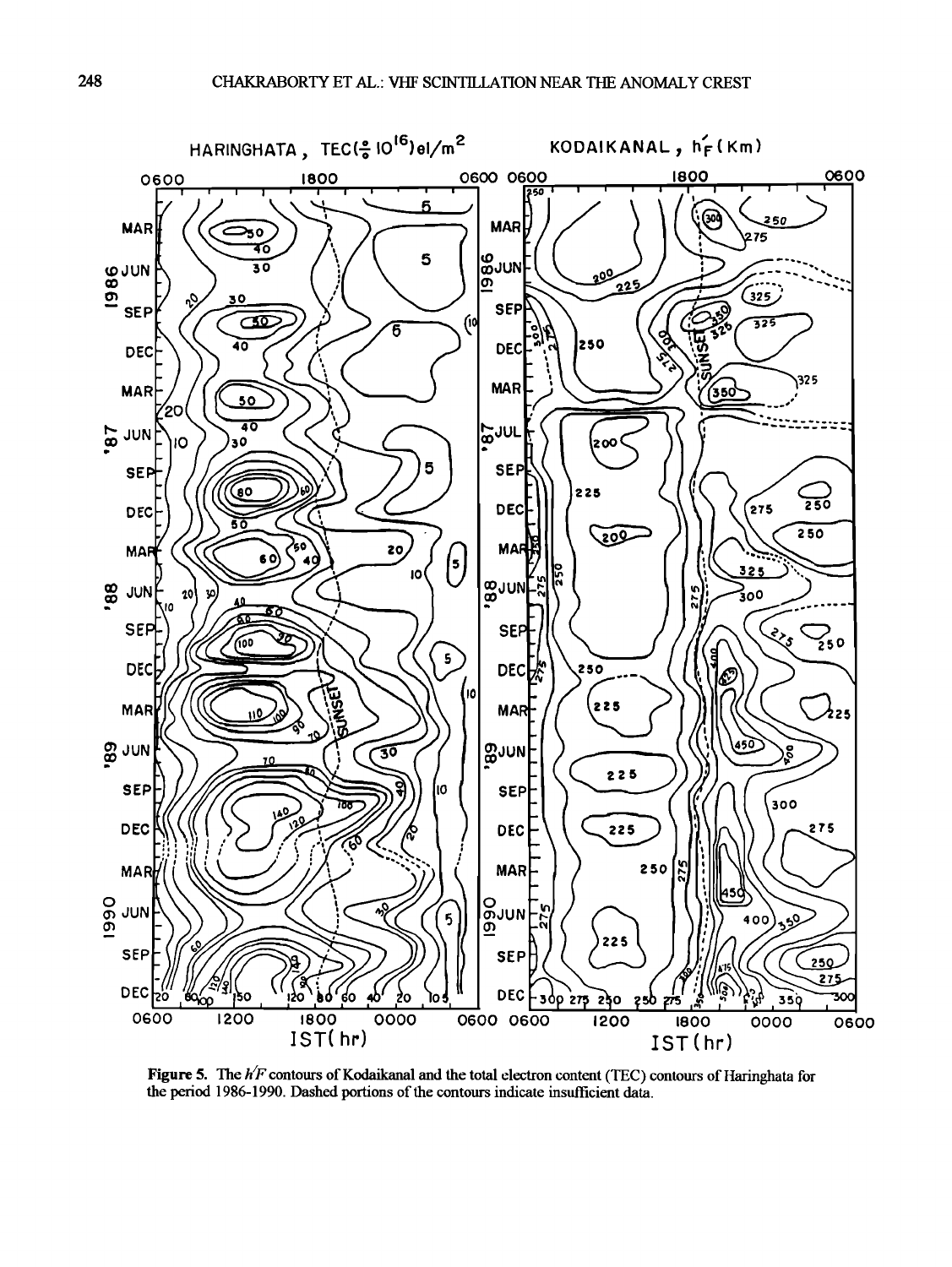Figure 5. The $h'F$ contours of Kodaikanal and the total electron content (TEC) contours of Haringhata for the period 1986-1990. Dashed portions of the contours indicate insufficient data.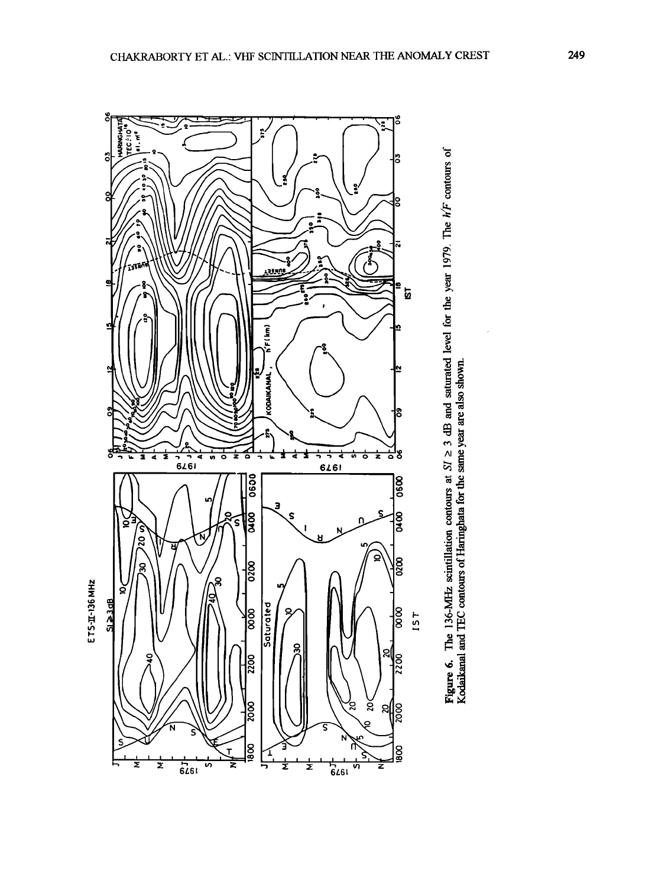**Figure 6.** The 136-MHz scintillation contours at $SI \geq 3$ dB and saturated level for the year 1979. The $h'F$ contours of Kodaikanal and TEC contours of Haringhata for the same year are also shown.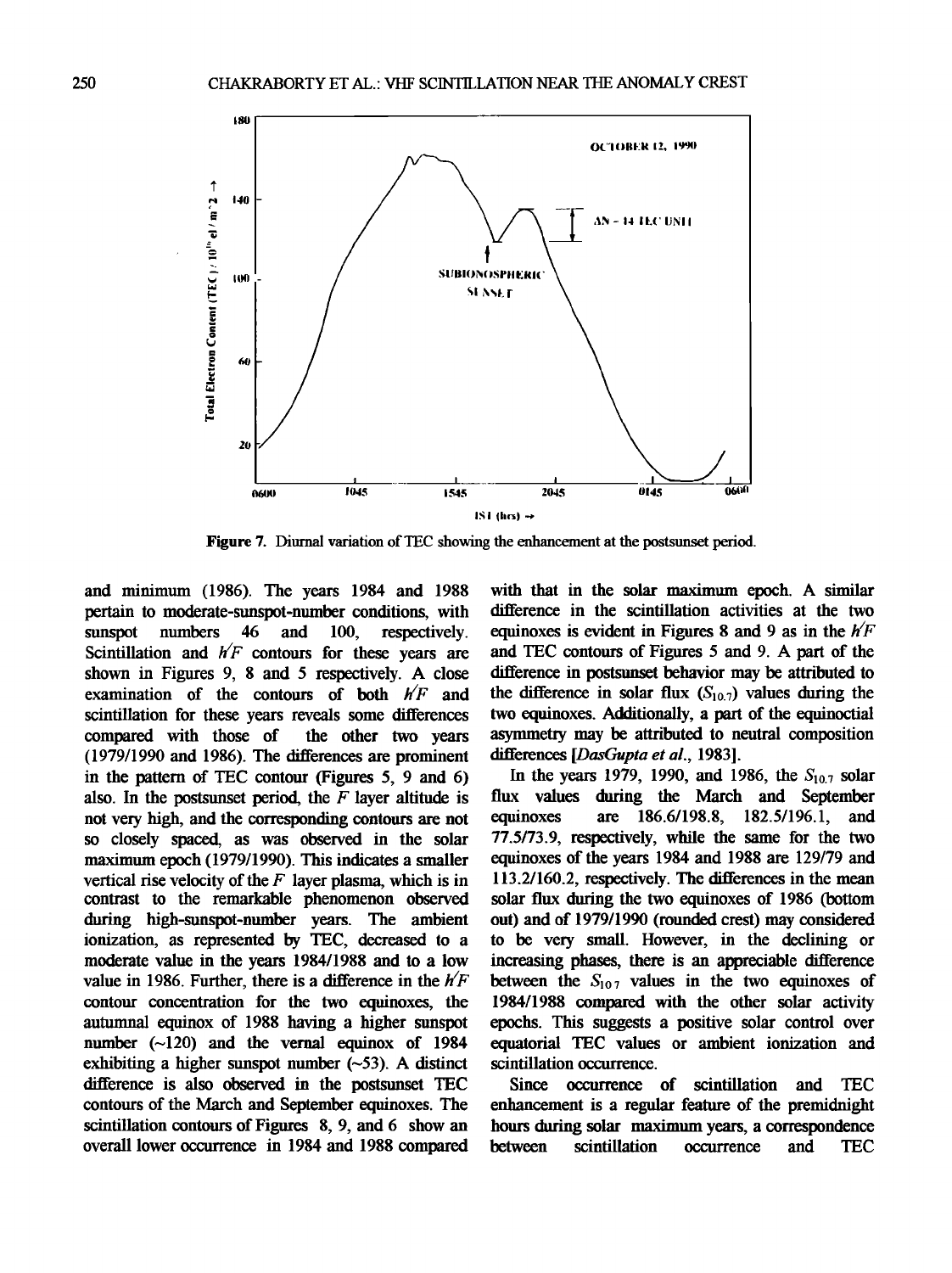Figure 7. Diurnal variation of TEC showing the enhancement at the postsunset period.

and minimum (1986). The years 1984 and 1988 pertain to moderate-sunspot-number conditions, with sunspot numbers 46 and 100, respectively. Scintillation and $h'F$ contours for these years are shown in Figures 9, 8 and 5 respectively. A close examination of the contours of both $h'F$ and scintillation for these years reveals some differences compared with those of the other two years (1979/1990 and 1986). The differences are prominent in the pattern of TEC contour (Figures 5, 9 and 6) also. In the postsunset period, the $F$ layer altitude is not very high, and the corresponding contours are not so closely spaced, as was observed in the solar maximum epoch (1979/1990). This indicates a smaller vertical rise velocity of the $F$ layer plasma, which is in contrast to the remarkable phenomenon observed during high-sunspot-number years. The ambient ionization, as represented by TEC, decreased to a moderate value in the years 1984/1988 and to a low value in 1986. Further, there is a difference in the $h'F$ contour concentration for the two equinoxes, the autumnal equinox of 1988 having a higher sunspot number (~120) and the vernal equinox of 1984 exhibiting a higher sunspot number (~53). A distinct difference is also observed in the postsunset TEC contours of the March and September equinoxes. The scintillation contours of Figures 8, 9, and 6 show an overall lower occurrence in 1984 and 1988 compared with that in the solar maximum epoch. A similar difference in the scintillation activities at the two equinoxes is evident in Figures 8 and 9 as in the $h'F$ and TEC contours of Figures 5 and 9. A part of the difference in postsunset behavior may be attributed to the difference in solar flux ($S_{10.7}$) values during the two equinoxes. Additionally, a part of the equinoctial asymmetry may be attributed to neutral composition differences [*DasGupta et al.*, 1983].

In the years 1979, 1990, and 1986, the $S_{10.7}$ solar flux values during the March and September equinoxes are 186.6/198.8, 182.5/196.1, and 77.5/73.9, respectively, while the same for the two equinoxes of the years 1984 and 1988 are 129/79 and 113.2/160.2, respectively. The differences in the mean solar flux during the two equinoxes of 1986 (bottom out) and of 1979/1990 (rounded crest) may considered to be very small. However, in the declining or increasing phases, there is an appreciable difference between the $S_{10.7}$ values in the two equinoxes of 1984/1988 compared with the other solar activity epochs. This suggests a positive solar control over equatorial TEC values or ambient ionization and scintillation occurrence.

Since occurrence of scintillation and TEC enhancement is a regular feature of the premidnight hours during solar maximum years, a correspondence between scintillation occurrence and TEC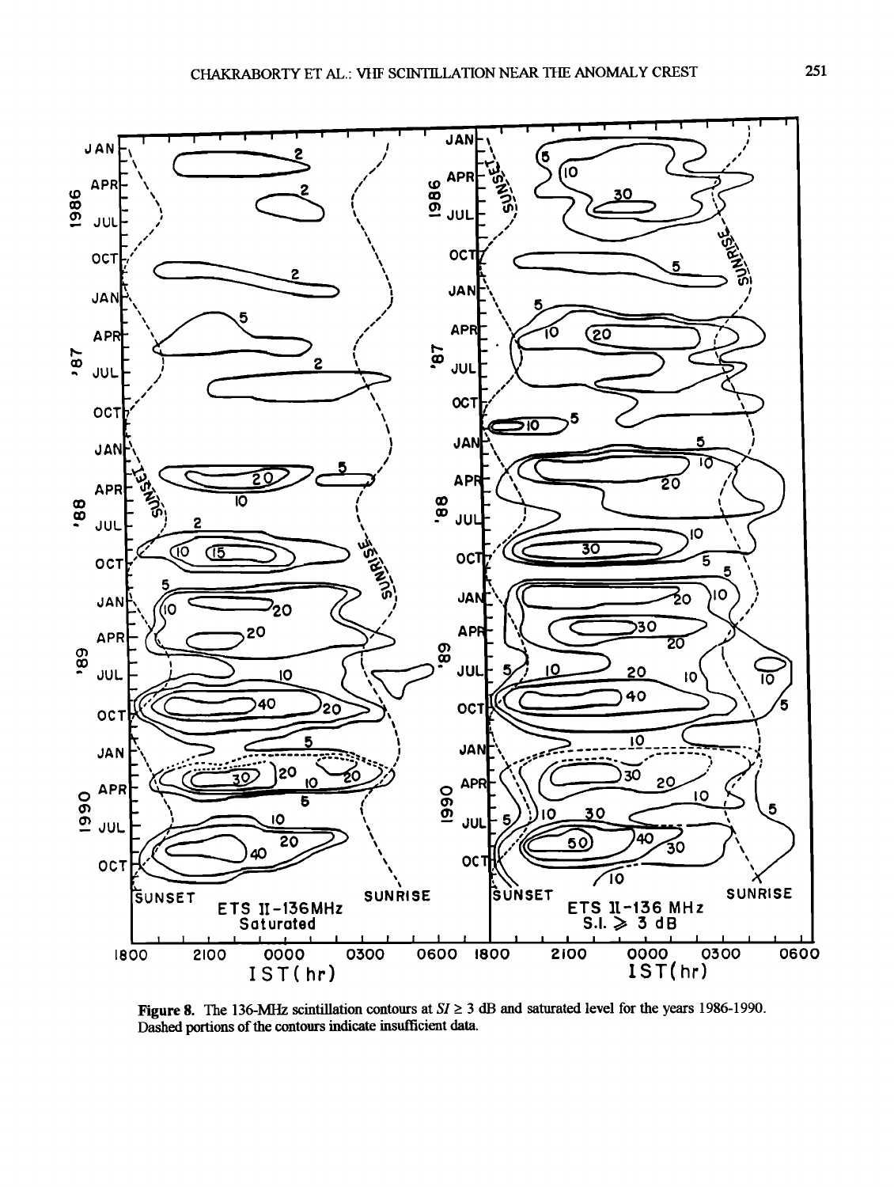**Figure 8.** The 136-MHz scintillation contours at $SI \geq 3$ dB and saturated level for the years 1986-1990. Dashed portions of the contours indicate insufficient data.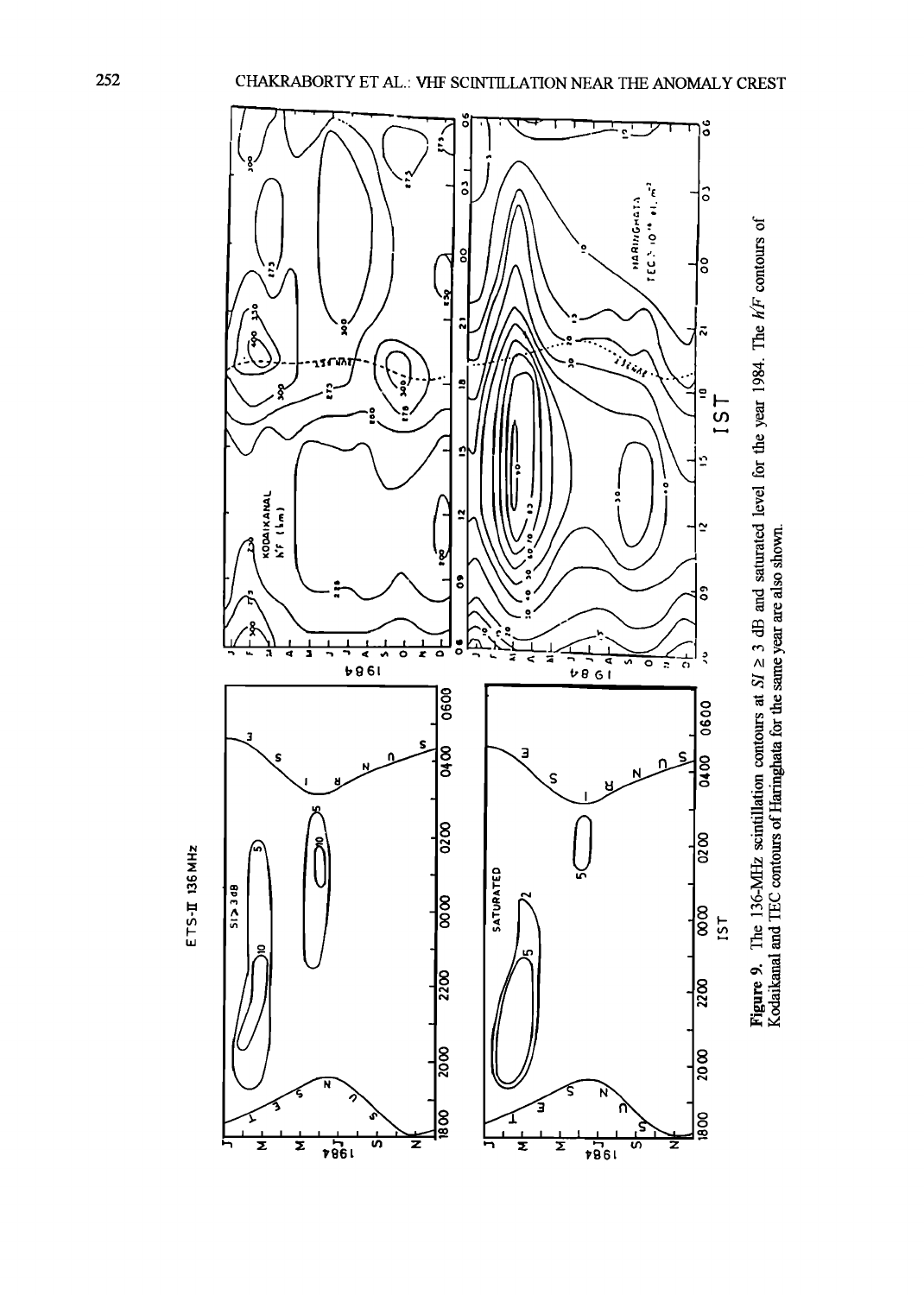**Figure 9.** The 136-MHz scintillation contours at $SI \geq 3$ dB and saturated level for the year 1984. The $h'F$ contours of Kodaikanal and TEC contours of Haringhata for the same year are also shown.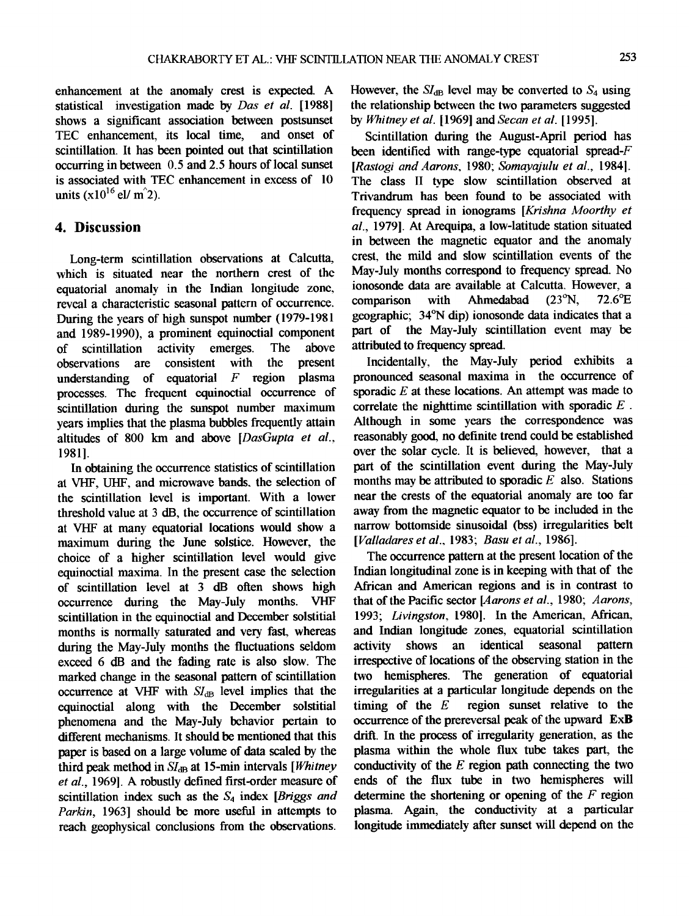enhancement at the anomaly crest is expected. A statistical investigation made by *Das et al.* [1988] shows a significant association between postsunset TEC enhancement, its local time, and onset of scintillation. It has been pointed out that scintillation occurring in between 0.5 and 2.5 hours of local sunset is associated with TEC enhancement in excess of 10 units ($\times 10^{16}$ el/ m^2).

## 4. Discussion

Long-term scintillation observations at Calcutta, which is situated near the northern crest of the equatorial anomaly in the Indian longitude zone, reveal a characteristic seasonal pattern of occurrence. During the years of high sunspot number (1979-1981 and 1989-1990), a prominent equinoctial component of scintillation activity emerges. The above observations are consistent with the present understanding of equatorial $F$ region plasma processes. The frequent equinoctial occurrence of scintillation during the sunspot number maximum years implies that the plasma bubbles frequently attain altitudes of 800 km and above [*DasGupta et al.*, 1981].

In obtaining the occurrence statistics of scintillation at VHF, UHF, and microwave bands, the selection of the scintillation level is important. With a lower threshold value at 3 dB, the occurrence of scintillation at VHF at many equatorial locations would show a maximum during the June solstice. However, the choice of a higher scintillation level would give equinoctial maxima. In the present case the selection of scintillation level at 3 dB often shows high occurrence during the May-July months. VHF scintillation in the equinoctial and December solstitial months is normally saturated and very fast, whereas during the May-July months the fluctuations seldom exceed 6 dB and the fading rate is also slow. The marked change in the seasonal pattern of scintillation occurrence at VHF with $SI_{dB}$ level implies that the equinoctial along with the December solstitial phenomena and the May-July behavior pertain to different mechanisms. It should be mentioned that this paper is based on a large volume of data scaled by the third peak method in $SI_{dB}$ at 15-min intervals [*Whitney et al.*, 1969]. A robustly defined first-order measure of scintillation index such as the $S_4$ index [*Briggs and Parkin*, 1963] should be more useful in attempts to reach geophysical conclusions from the observations. However, the $SI_{dB}$ level may be converted to $S_4$ using the relationship between the two parameters suggested by *Whitney et al.* [1969] and *Secan et al.* [1995].

Scintillation during the August-April period has been identified with range-type equatorial spread-$F$ [*Rastogi and Aarons*, 1980; *Somayajulu et al.*, 1984]. The class II type slow scintillation observed at Trivandrum has been found to be associated with frequency spread in ionograms [*Krishna Moorthy et al.*, 1979]. At Arequipa, a low-latitude station situated in between the magnetic equator and the anomaly crest, the mild and slow scintillation events of the May-July months correspond to frequency spread. No ionosonde data are available at Calcutta. However, a comparison with Ahmedabad (23°N, 72.6°E geographic; 34°N dip) ionosonde data indicates that a part of the May-July scintillation event may be attributed to frequency spread.

Incidentally, the May-July period exhibits a pronounced seasonal maxima in the occurrence of sporadic $E$ at these locations. An attempt was made to correlate the nighttime scintillation with sporadic $E$. Although in some years the correspondence was reasonably good, no definite trend could be established over the solar cycle. It is believed, however, that a part of the scintillation event during the May-July months may be attributed to sporadic $E$ also. Stations near the crests of the equatorial anomaly are too far away from the magnetic equator to be included in the narrow bottomside sinusoidal (bss) irregularities belt [*Valladares et al.*, 1983; *Basu et al.*, 1986].

The occurrence pattern at the present location of the Indian longitudinal zone is in keeping with that of the African and American regions and is in contrast to that of the Pacific sector [*Aarons et al.*, 1980; *Aarons*, 1993; *Livingston*, 1980]. In the American, African, and Indian longitude zones, equatorial scintillation activity shows an identical seasonal pattern irrespective of locations of the observing station in the two hemispheres. The generation of equatorial irregularities at a particular longitude depends on the timing of the $E$ region sunset relative to the occurrence of the prereversal peak of the upward **ExB** drift. In the process of irregularity generation, as the plasma within the whole flux tube takes part, the conductivity of the $E$ region path connecting the two ends of the flux tube in two hemispheres will determine the shortening or opening of the $F$ region plasma. Again, the conductivity at a particular longitude immediately after sunset will depend on the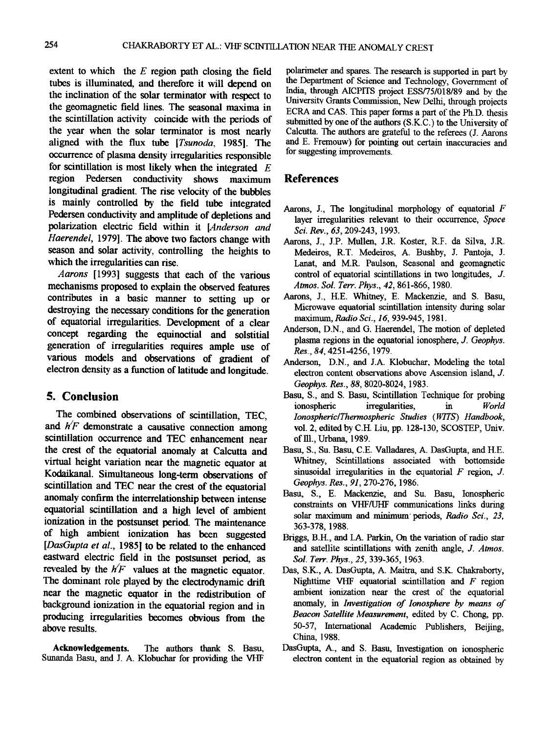extent to which the $E$ region path closing the field tubes is illuminated, and therefore it will depend on the inclination of the solar terminator with respect to the geomagnetic field lines. The seasonal maxima in the scintillation activity coincide with the periods of the year when the solar terminator is most nearly aligned with the flux tube [*Tsunoda*, 1985]. The occurrence of plasma density irregularities responsible for scintillation is most likely when the integrated $E$ region Pedersen conductivity shows maximum longitudinal gradient. The rise velocity of the bubbles is mainly controlled by the field tube integrated Pedersen conductivity and amplitude of depletions and polarization electric field within it [*Anderson and Haerendel*, 1979]. The above two factors change with season and solar activity, controlling the heights to which the irregularities can rise.

*Aarons* [1993] suggests that each of the various mechanisms proposed to explain the observed features contributes in a basic manner to setting up or destroying the necessary conditions for the generation of equatorial irregularities. Development of a clear concept regarding the equinoctial and solstitial generation of irregularities requires ample use of various models and observations of gradient of electron density as a function of latitude and longitude.

## 5. Conclusion

The combined observations of scintillation, TEC, and $h'F$ demonstrate a causative connection among scintillation occurrence and TEC enhancement near the crest of the equatorial anomaly at Calcutta and virtual height variation near the magnetic equator at Kodaikanal. Simultaneous long-term observations of scintillation and TEC near the crest of the equatorial anomaly confirm the interrelationship between intense equatorial scintillation and a high level of ambient ionization in the postsunset period. The maintenance of high ambient ionization has been suggested [*DasGupta et al.*, 1985] to be related to the enhanced eastward electric field in the postsunset period, as revealed by the $h'F$ values at the magnetic equator. The dominant role played by the electrodynamic drift near the magnetic equator in the redistribution of background ionization in the equatorial region and in producing irregularities becomes obvious from the above results.

**Acknowledgements.** The authors thank S. Basu, Sunanda Basu, and J. A. Klobuchar for providing the VHF polarimeter and spares. The research is supported in part by the Department of Science and Technology, Government of India, through AICPITS project ESS/75/018/89 and by the University Grants Commission, New Delhi, through projects ECRA and CAS. This paper forms a part of the Ph.D. thesis submitted by one of the authors (S.K.C.) to the University of Calcutta. The authors are grateful to the referees (J. Aarons and E. Fremouw) for pointing out certain inaccuracies and for suggesting improvements.

## References

Aarons, J., The longitudinal morphology of equatorial $F$ layer irregularities relevant to their occurrence, *Space Sci. Rev.*, *63*, 209-243, 1993.

Aarons, J., J.P. Mullen, J.R. Koster, R.F. da Silva, J.R. Medeiros, R.T. Medeiros, A. Bushby, J. Pantoja, J. Lanat, and M.R. Paulson, Seasonal and geomagnetic control of equatorial scintillations in two longitudes, *J. Atmos. Sol. Terr. Phys.*, *42*, 861-866, 1980.

Aarons, J., H.E. Whitney, E. Mackenzie, and S. Basu, Microwave equatorial scintillation intensity during solar maximum, *Radio Sci.*, *16*, 939-945, 1981.

Anderson, D.N., and G. Haerendel, The motion of depleted plasma regions in the equatorial ionosphere, *J. Geophys. Res.*, *84*, 4251-4256, 1979.

Anderson, D.N., and J.A. Klobuchar, Modeling the total electron content observations above Ascension island, *J. Geophys. Res.*, *88*, 8020-8024, 1983.

Basu, S., and S. Basu, Scintillation Technique for probing ionospheric irregularities, in *World Ionospheric/Thermospheric Studies (WITS) Handbook*, vol. 2, edited by C.H. Liu, pp. 128-130, SCOSTEP, Univ. of Ill., Urbana, 1989.

Basu, S., Su. Basu, C.E. Valladares, A. DasGupta, and H.E. Whitney, Scintillations associated with bottomside sinusoidal irregularities in the equatorial F region, *J. Geophys. Res.*, *91*, 270-276, 1986.

Basu, S., E. Mackenzie, and Su. Basu, Ionospheric constraints on VHF/UHF communications links during solar maximum and minimum periods, *Radio Sci.*, *23*, 363-378, 1988.

Briggs, B.H., and I.A. Parkin, On the variation of radio star and satellite scintillations with zenith angle, *J. Atmos. Sol. Terr. Phys.*, *25*, 339-365, 1963.

Das, S.K., A. DasGupta, A. Maitra, and S.K. Chakraborty, Nighttime VHF equatorial scintillation and $F$ region ambient ionization near the crest of the equatorial anomaly, in *Investigation of Ionosphere by means of Beacon Satellite Measurement*, edited by C. Chong, pp. 50-57, International Academic Publishers, Beijing, China, 1988.

DasGupta, A., and S. Basu, Investigation on ionospheric electron content in the equatorial region as obtained by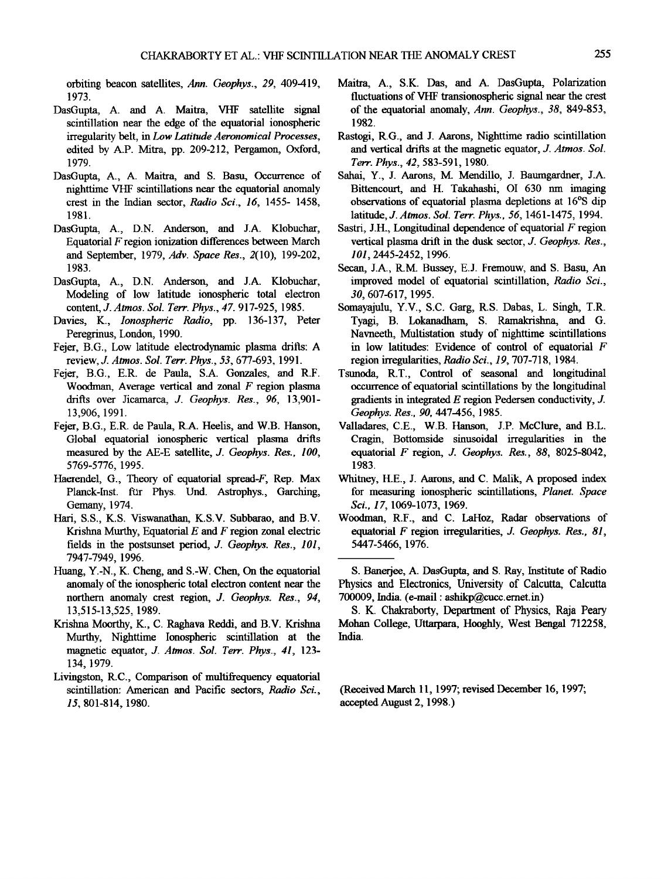orbiting beacon satellites, *Ann. Geophys.*, *29*, 409-419, 1973.

DasGupta, A. and A. Maitra, VHF satellite signal scintillation near the edge of the equatorial ionospheric irregularity belt, in *Low Latitude Aeronomical Processes*, edited by A.P. Mitra, pp. 209-212, Pergamon, Oxford, 1979.

DasGupta, A., A. Maitra, and S. Basu, Occurrence of nighttime VHF scintillations near the equatorial anomaly crest in the Indian sector, *Radio Sci.*, *16*, 1455- 1458, 1981.

DasGupta, A., D.N. Anderson, and J.A. Klobuchar, Equatorial *F* region ionization differences between March and September, 1979, *Adv. Space Res.*, *2*(10), 199-202, 1983.

DasGupta, A., D.N. Anderson, and J.A. Klobuchar, Modeling of low latitude ionospheric total electron content, *J. Atmos. Sol. Terr. Phys.*, *47*. 917-925, 1985.

Davies, K., *Ionospheric Radio*, pp. 136-137, Peter Peregrinus, London, 1990.

Fejer, B.G., Low latitude electrodynamic plasma drifts: A review, *J. Atmos. Sol. Terr. Phys.*, *53*, 677-693, 1991.

Fejer, B.G., E.R. de Paula, S.A. Gonzales, and R.F. Woodman, Average vertical and zonal *F* region plasma drifts over Jicamarca, *J. Geophys. Res.*, *96*, 13,901-13,906, 1991.

Fejer, B.G., E.R. de Paula, R.A. Heelis, and W.B. Hanson, Global equatorial ionospheric vertical plasma drifts measured by the AE-E satellite, *J. Geophys. Res.*, *100*, 5769-5776, 1995.

Haerendel, G., Theory of equatorial spread-*F*, Rep. Max Planck-Inst. für Phys. Und. Astrophys., Garching, Gemany, 1974.

Hari, S.S., K.S. Viswanathan, K.S.V. Subbarao, and B.V. Krishna Murthy, Equatorial *E* and *F* region zonal electric fields in the postsunset period, *J. Geophys. Res.*, *101*, 7947-7949, 1996.

Huang, Y.-N., K. Cheng, and S.-W. Chen, On the equatorial anomaly of the ionospheric total electron content near the northern anomaly crest region, *J. Geophys. Res.*, *94*, 13,515-13,525, 1989.

Krishna Moorthy, K., C. Raghava Reddi, and B.V. Krishna Murthy, Nighttime Ionospheric scintillation at the magnetic equator, *J. Atmos. Sol. Terr. Phys.*, *41*, 123-134, 1979.

Livingston, R.C., Comparison of multifrequency equatorial scintillation: American and Pacific sectors, *Radio Sci.*, *15*, 801-814, 1980.

Maitra, A., S.K. Das, and A. DasGupta, Polarization fluctuations of VHF transionospheric signal near the crest of the equatorial anomaly, *Ann. Geophys.*, *38*, 849-853, 1982.

Rastogi, R.G., and J. Aarons, Nighttime radio scintillation and vertical drifts at the magnetic equator, *J. Atmos. Sol. Terr. Phys.*, *42*, 583-591, 1980.

Sahai, Y., J. Aarons, M. Mendillo, J. Baumgardner, J.A. Bittencourt, and H. Takahashi, OI 630 nm imaging observations of equatorial plasma depletions at 16°S dip latitude, *J. Atmos. Sol. Terr. Phys.*, *56*, 1461-1475, 1994.

Sastri, J.H., Longitudinal dependence of equatorial *F* region vertical plasma drift in the dusk sector, *J. Geophys. Res.*, *101*, 2445-2452, 1996.

Secan, J.A., R.M. Bussey, E.J. Fremouw, and S. Basu, An improved model of equatorial scintillation, *Radio Sci.*, *30*, 607-617, 1995.

Somayajulu, Y.V., S.C. Garg, R.S. Dabas, L. Singh, T.R. Tyagi, B. Lokanadham, S. Ramakrishna, and G. Navneeth, Multistation study of nighttime scintillations in low latitudes: Evidence of control of equatorial *F* region irregularities, *Radio Sci.*, *19*, 707-718, 1984.

Tsunoda, R.T., Control of seasonal and longitudinal occurrence of equatorial scintillations by the longitudinal gradients in integrated *E* region Pedersen conductivity, *J. Geophys. Res.*, *90*, 447-456, 1985.

Valladares, C.E., W.B. Hanson, J.P. McClure, and B.L. Cragin, Bottomside sinusoidal irregularities in the equatorial *F* region, *J. Geophys. Res.*, *88*, 8025-8042, 1983.

Whitney, H.E., J. Aarons, and C. Malik, A proposed index for measuring ionospheric scintillations, *Planet. Space Sci.*, *17*, 1069-1073, 1969.

Woodman, R.F., and C. LaHoz, Radar observations of equatorial *F* region irregularities, *J. Geophys. Res.*, *81*, 5447-5466, 1976.

---

S. Banerjee, A. DasGupta, and S. Ray, Institute of Radio Physics and Electronics, University of Calcutta, Calcutta 700009, India. (e-mail : ashikp@cucc.ernet.in)

S. K. Chakraborty, Department of Physics, Raja Peary Mohan College, Uttarpara, Hooghly, West Bengal 712258, India.

(Received March 11, 1997; revised December 16, 1997; accepted August 2, 1998.)